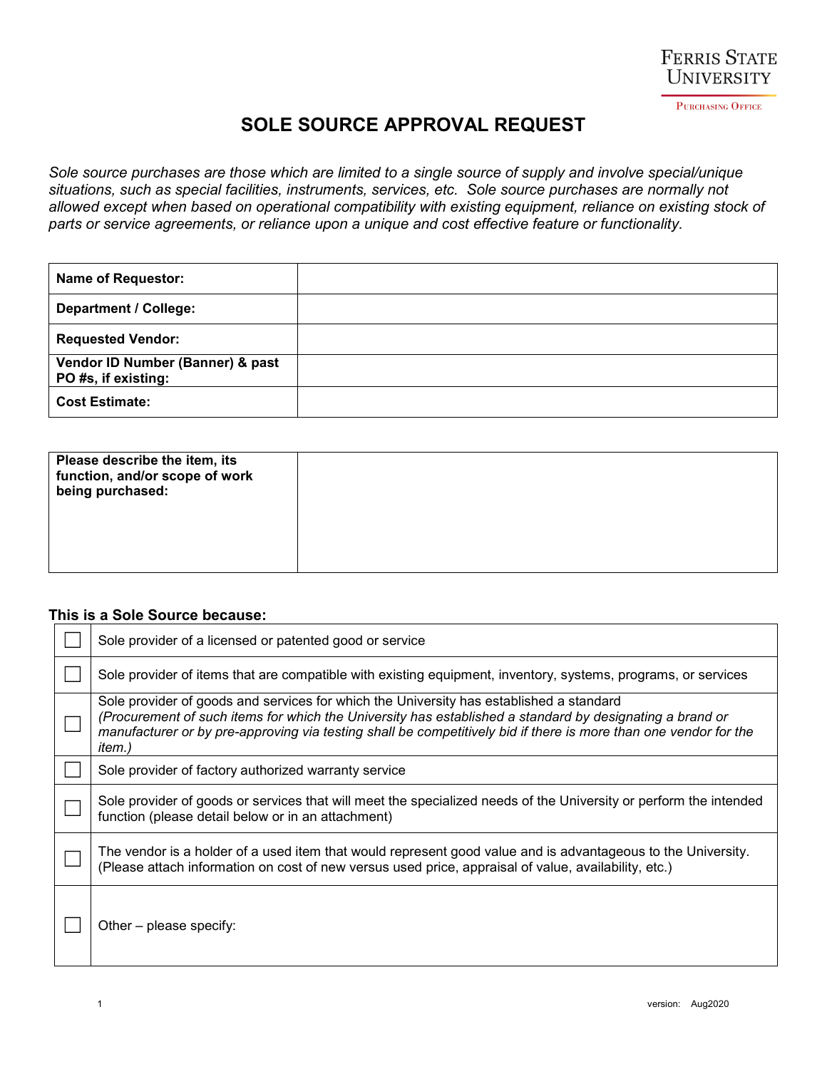Ferris State University
Purchasing Office

# SOLE SOURCE APPROVAL REQUEST

*Sole source purchases are those which are limited to a single source of supply and involve special/unique situations, such as special facilities, instruments, services, etc. Sole source purchases are normally not allowed except when based on operational compatibility with existing equipment, reliance on existing stock of parts or service agreements, or reliance upon a unique and cost effective feature or functionality.*

| | |
|---|---|
| **Name of Requestor:** | |
| **Department / College:** | |
| **Requested Vendor:** | |
| **Vendor ID Number (Banner) & past PO #s, if existing:** | |
| **Cost Estimate:** | |

| | |
|---|---|
| **Please describe the item, its function, and/or scope of work being purchased:** | |

**This is a Sole Source because:**

| | |
|---|---|
| ☐ | Sole provider of a licensed or patented good or service |
| ☐ | Sole provider of items that are compatible with existing equipment, inventory, systems, programs, or services |
| ☐ | Sole provider of goods and services for which the University has established a standard *(Procurement of such items for which the University has established a standard by designating a brand or manufacturer or by pre-approving via testing shall be competitively bid if there is more than one vendor for the item.)* |
| ☐ | Sole provider of factory authorized warranty service |
| ☐ | Sole provider of goods or services that will meet the specialized needs of the University or perform the intended function (please detail below or in an attachment) |
| ☐ | The vendor is a holder of a used item that would represent good value and is advantageous to the University. (Please attach information on cost of new versus used price, appraisal of value, availability, etc.) |
| ☐ | Other – please specify: |

version: Aug2020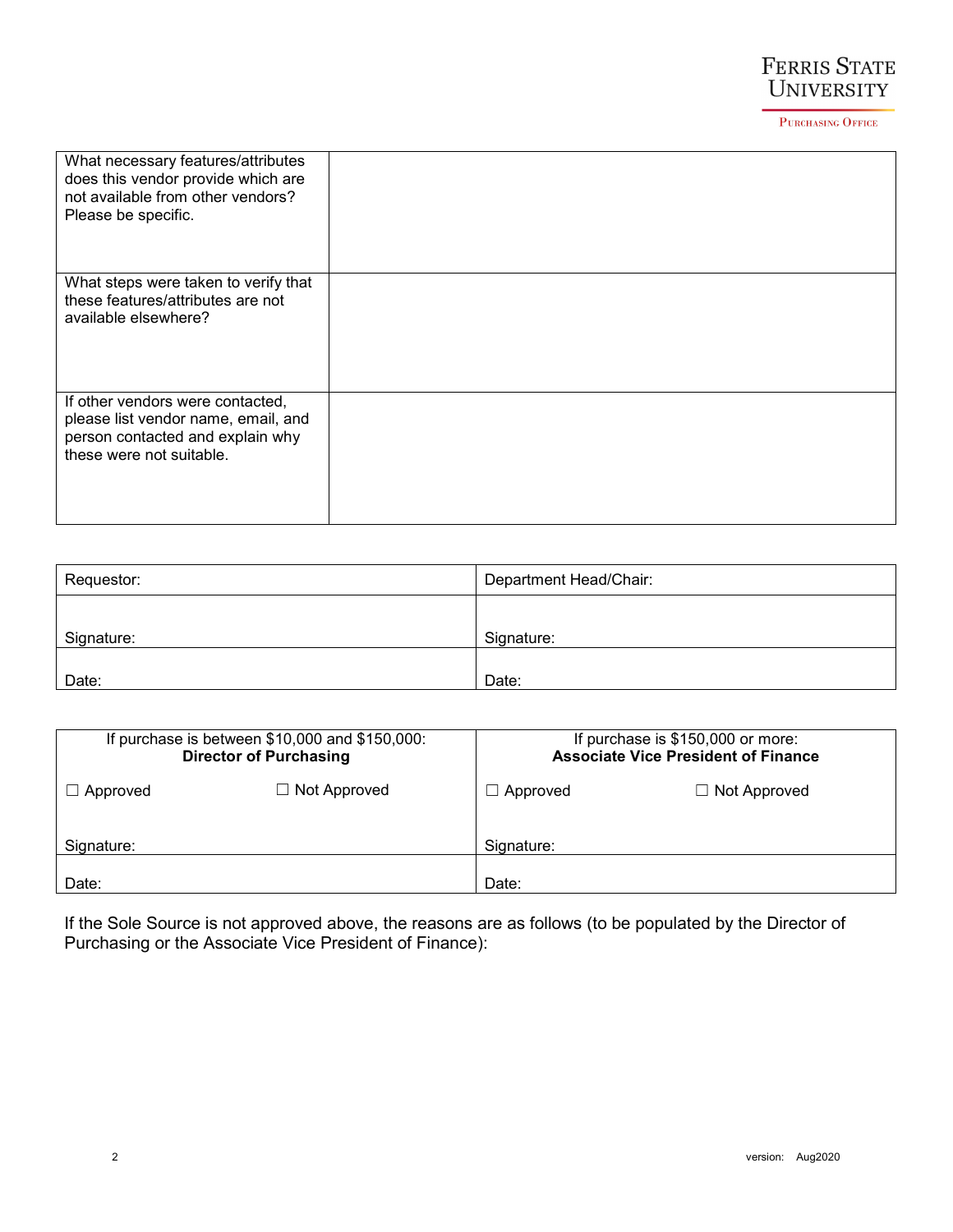| | |
| --- | --- |
| What necessary features/attributes does this vendor provide which are not available from other vendors? Please be specific. | |
| What steps were taken to verify that these features/attributes are not available elsewhere? | |
| If other vendors were contacted, please list vendor name, email, and person contacted and explain why these were not suitable. | |

| Requestor: | Department Head/Chair: |
| --- | --- |
| Signature: | Signature: |
| Date: | Date: |

| If purchase is between $10,000 and $150,000: **Director of Purchasing** | If purchase is $150,000 or more: **Associate Vice President of Finance** |
| --- | --- |
| ☐ Approved ☐ Not Approved | ☐ Approved ☐ Not Approved |
| Signature: | Signature: |
| Date: | Date: |

If the Sole Source is not approved above, the reasons are as follows (to be populated by the Director of Purchasing or the Associate Vice President of Finance):

version: Aug2020